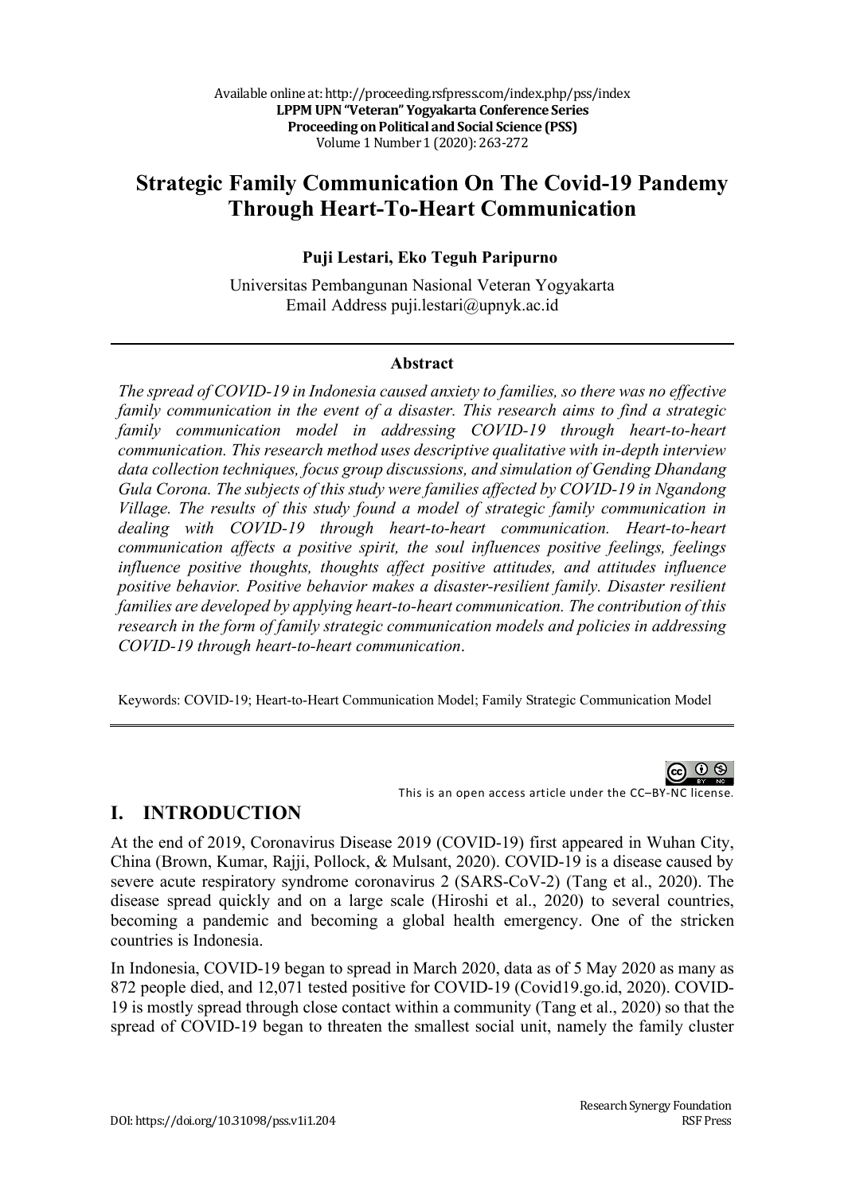# Strategic Family Communication On The Covid-19 Pandemy Through Heart-To-Heart Communication

**Puji Lestari, Eko Teguh Paripurno**

Universitas Pembangunan Nasional Veteran Yogyakarta
Email Address puji.lestari@upnyk.ac.id

### Abstract

*The spread of COVID-19 in Indonesia caused anxiety to families, so there was no effective family communication in the event of a disaster. This research aims to find a strategic family communication model in addressing COVID-19 through heart-to-heart communication. This research method uses descriptive qualitative with in-depth interview data collection techniques, focus group discussions, and simulation of Gending Dhandang Gula Corona. The subjects of this study were families affected by COVID-19 in Ngandong Village. The results of this study found a model of strategic family communication in dealing with COVID-19 through heart-to-heart communication. Heart-to-heart communication affects a positive spirit, the soul influences positive feelings, feelings influence positive thoughts, thoughts affect positive attitudes, and attitudes influence positive behavior. Positive behavior makes a disaster-resilient family. Disaster resilient families are developed by applying heart-to-heart communication. The contribution of this research in the form of family strategic communication models and policies in addressing COVID-19 through heart-to-heart communication.*

Keywords: COVID-19; Heart-to-Heart Communication Model; Family Strategic Communication Model

This is an open access article under the CC–BY-NC license.

## I. INTRODUCTION

At the end of 2019, Coronavirus Disease 2019 (COVID-19) first appeared in Wuhan City, China (Brown, Kumar, Rajji, Pollock, & Mulsant, 2020). COVID-19 is a disease caused by severe acute respiratory syndrome coronavirus 2 (SARS-CoV-2) (Tang et al., 2020). The disease spread quickly and on a large scale (Hiroshi et al., 2020) to several countries, becoming a pandemic and becoming a global health emergency. One of the stricken countries is Indonesia.

In Indonesia, COVID-19 began to spread in March 2020, data as of 5 May 2020 as many as 872 people died, and 12,071 tested positive for COVID-19 (Covid19.go.id, 2020). COVID-19 is mostly spread through close contact within a community (Tang et al., 2020) so that the spread of COVID-19 began to threaten the smallest social unit, namely the family cluster

DOI: https://doi.org/10.31098/pss.v1i1.204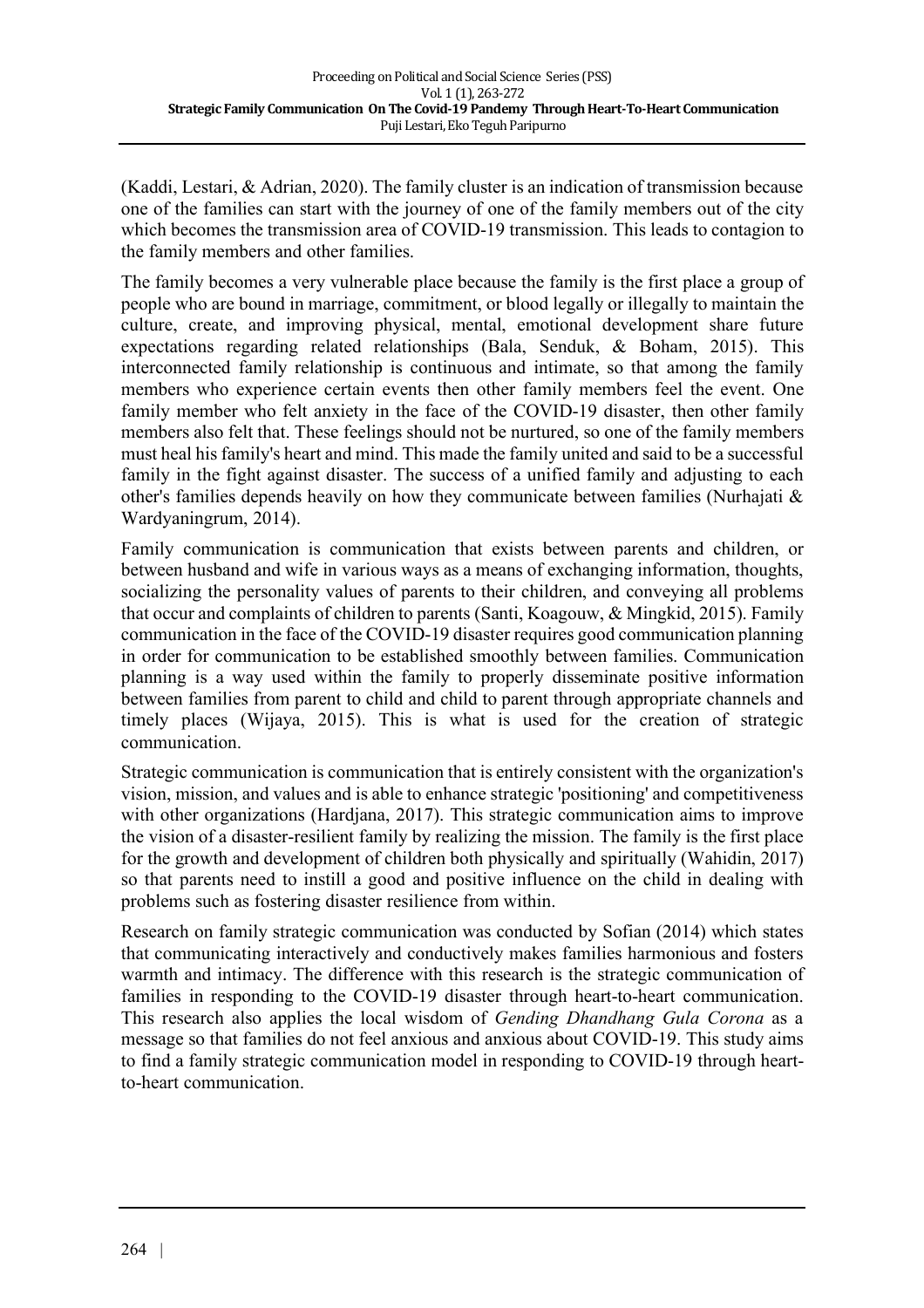(Kaddi, Lestari, & Adrian, 2020). The family cluster is an indication of transmission because one of the families can start with the journey of one of the family members out of the city which becomes the transmission area of COVID-19 transmission. This leads to contagion to the family members and other families.

The family becomes a very vulnerable place because the family is the first place a group of people who are bound in marriage, commitment, or blood legally or illegally to maintain the culture, create, and improving physical, mental, emotional development share future expectations regarding related relationships (Bala, Senduk, & Boham, 2015). This interconnected family relationship is continuous and intimate, so that among the family members who experience certain events then other family members feel the event. One family member who felt anxiety in the face of the COVID-19 disaster, then other family members also felt that. These feelings should not be nurtured, so one of the family members must heal his family's heart and mind. This made the family united and said to be a successful family in the fight against disaster. The success of a unified family and adjusting to each other's families depends heavily on how they communicate between families (Nurhajati & Wardyaningrum, 2014).

Family communication is communication that exists between parents and children, or between husband and wife in various ways as a means of exchanging information, thoughts, socializing the personality values of parents to their children, and conveying all problems that occur and complaints of children to parents (Santi, Koagouw, & Mingkid, 2015). Family communication in the face of the COVID-19 disaster requires good communication planning in order for communication to be established smoothly between families. Communication planning is a way used within the family to properly disseminate positive information between families from parent to child and child to parent through appropriate channels and timely places (Wijaya, 2015). This is what is used for the creation of strategic communication.

Strategic communication is communication that is entirely consistent with the organization's vision, mission, and values and is able to enhance strategic 'positioning' and competitiveness with other organizations (Hardjana, 2017). This strategic communication aims to improve the vision of a disaster-resilient family by realizing the mission. The family is the first place for the growth and development of children both physically and spiritually (Wahidin, 2017) so that parents need to instill a good and positive influence on the child in dealing with problems such as fostering disaster resilience from within.

Research on family strategic communication was conducted by Sofian (2014) which states that communicating interactively and conductively makes families harmonious and fosters warmth and intimacy. The difference with this research is the strategic communication of families in responding to the COVID-19 disaster through heart-to-heart communication. This research also applies the local wisdom of *Gending Dhandhang Gula Corona* as a message so that families do not feel anxious and anxious about COVID-19. This study aims to find a family strategic communication model in responding to COVID-19 through heart-to-heart communication.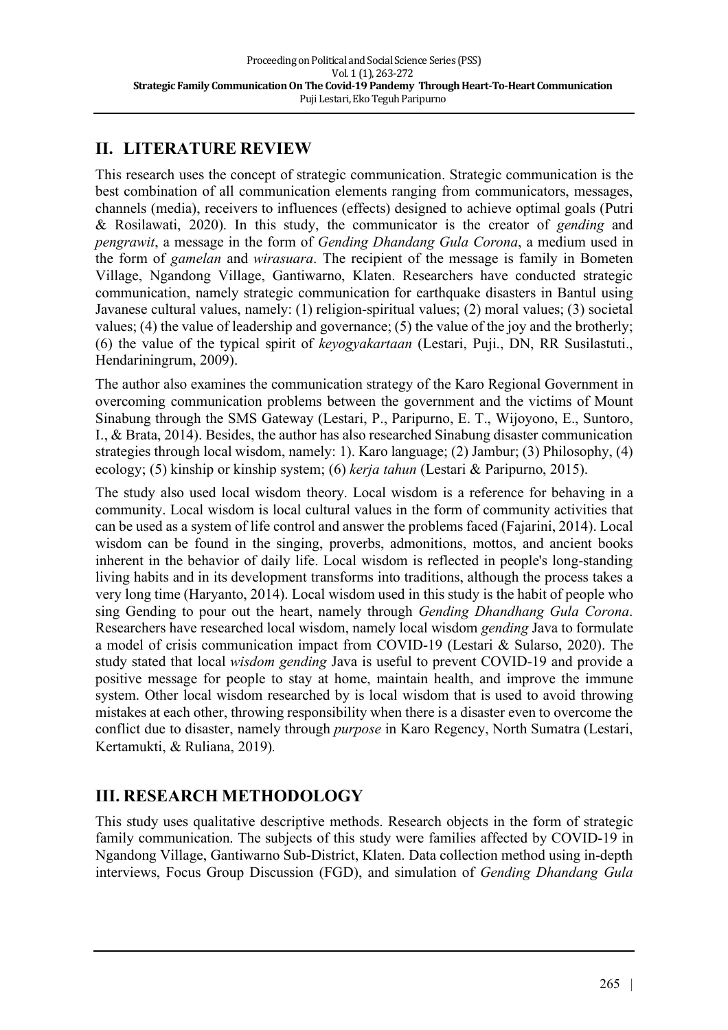## II. LITERATURE REVIEW

This research uses the concept of strategic communication. Strategic communication is the best combination of all communication elements ranging from communicators, messages, channels (media), receivers to influences (effects) designed to achieve optimal goals (Putri & Rosilawati, 2020). In this study, the communicator is the creator of *gending* and *pengrawit*, a message in the form of *Gending Dhandang Gula Corona*, a medium used in the form of *gamelan* and *wirasuara*. The recipient of the message is family in Bometen Village, Ngandong Village, Gantiwarno, Klaten. Researchers have conducted strategic communication, namely strategic communication for earthquake disasters in Bantul using Javanese cultural values, namely: (1) religion-spiritual values; (2) moral values; (3) societal values; (4) the value of leadership and governance; (5) the value of the joy and the brotherly; (6) the value of the typical spirit of *keyogyakartaan* (Lestari, Puji., DN, RR Susilastuti., Hendariningrum, 2009).

The author also examines the communication strategy of the Karo Regional Government in overcoming communication problems between the government and the victims of Mount Sinabung through the SMS Gateway (Lestari, P., Paripurno, E. T., Wijoyono, E., Suntoro, I., & Brata, 2014). Besides, the author has also researched Sinabung disaster communication strategies through local wisdom, namely: 1). Karo language; (2) Jambur; (3) Philosophy, (4) ecology; (5) kinship or kinship system; (6) *kerja tahun* (Lestari & Paripurno, 2015).

The study also used local wisdom theory. Local wisdom is a reference for behaving in a community. Local wisdom is local cultural values in the form of community activities that can be used as a system of life control and answer the problems faced (Fajarini, 2014). Local wisdom can be found in the singing, proverbs, admonitions, mottos, and ancient books inherent in the behavior of daily life. Local wisdom is reflected in people's long-standing living habits and in its development transforms into traditions, although the process takes a very long time (Haryanto, 2014). Local wisdom used in this study is the habit of people who sing Gending to pour out the heart, namely through *Gending Dhandhang Gula Corona*. Researchers have researched local wisdom, namely local wisdom *gending* Java to formulate a model of crisis communication impact from COVID-19 (Lestari & Sularso, 2020). The study stated that local *wisdom gending* Java is useful to prevent COVID-19 and provide a positive message for people to stay at home, maintain health, and improve the immune system. Other local wisdom researched by is local wisdom that is used to avoid throwing mistakes at each other, throwing responsibility when there is a disaster even to overcome the conflict due to disaster, namely through *purpose* in Karo Regency, North Sumatra (Lestari, Kertamukti, & Ruliana, 2019).

## III. RESEARCH METHODOLOGY

This study uses qualitative descriptive methods. Research objects in the form of strategic family communication. The subjects of this study were families affected by COVID-19 in Ngandong Village, Gantiwarno Sub-District, Klaten. Data collection method using in-depth interviews, Focus Group Discussion (FGD), and simulation of *Gending Dhandang Gula*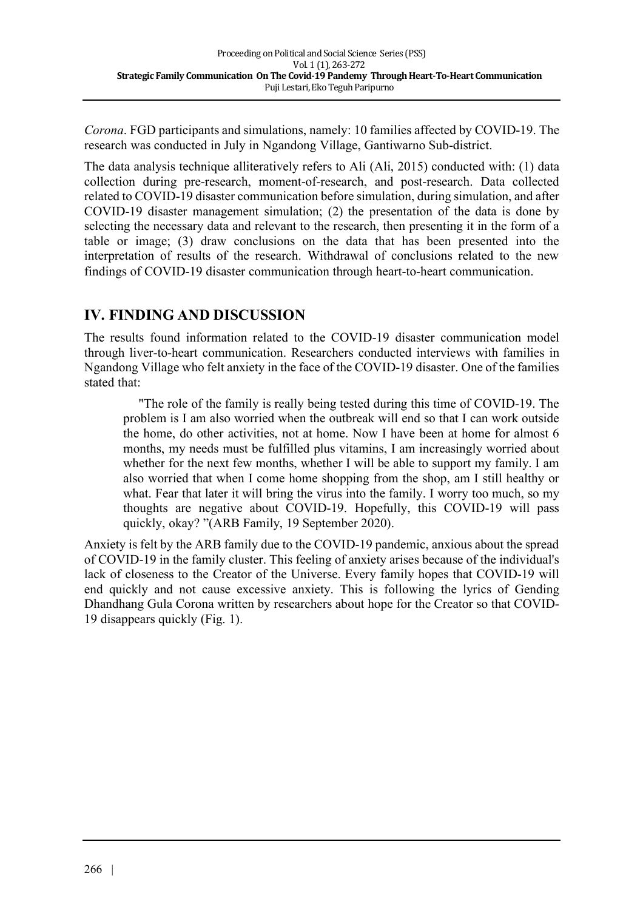*Corona*. FGD participants and simulations, namely: 10 families affected by COVID-19. The research was conducted in July in Ngandong Village, Gantiwarno Sub-district.

The data analysis technique alliteratively refers to Ali (Ali, 2015) conducted with: (1) data collection during pre-research, moment-of-research, and post-research. Data collected related to COVID-19 disaster communication before simulation, during simulation, and after COVID-19 disaster management simulation; (2) the presentation of the data is done by selecting the necessary data and relevant to the research, then presenting it in the form of a table or image; (3) draw conclusions on the data that has been presented into the interpretation of results of the research. Withdrawal of conclusions related to the new findings of COVID-19 disaster communication through heart-to-heart communication.

## IV. FINDING AND DISCUSSION

The results found information related to the COVID-19 disaster communication model through liver-to-heart communication. Researchers conducted interviews with families in Ngandong Village who felt anxiety in the face of the COVID-19 disaster. One of the families stated that:

> "The role of the family is really being tested during this time of COVID-19. The problem is I am also worried when the outbreak will end so that I can work outside the home, do other activities, not at home. Now I have been at home for almost 6 months, my needs must be fulfilled plus vitamins, I am increasingly worried about whether for the next few months, whether I will be able to support my family. I am also worried that when I come home shopping from the shop, am I still healthy or what. Fear that later it will bring the virus into the family. I worry too much, so my thoughts are negative about COVID-19. Hopefully, this COVID-19 will pass quickly, okay? "(ARB Family, 19 September 2020).

Anxiety is felt by the ARB family due to the COVID-19 pandemic, anxious about the spread of COVID-19 in the family cluster. This feeling of anxiety arises because of the individual's lack of closeness to the Creator of the Universe. Every family hopes that COVID-19 will end quickly and not cause excessive anxiety. This is following the lyrics of Gending Dhandhang Gula Corona written by researchers about hope for the Creator so that COVID-19 disappears quickly (Fig. 1).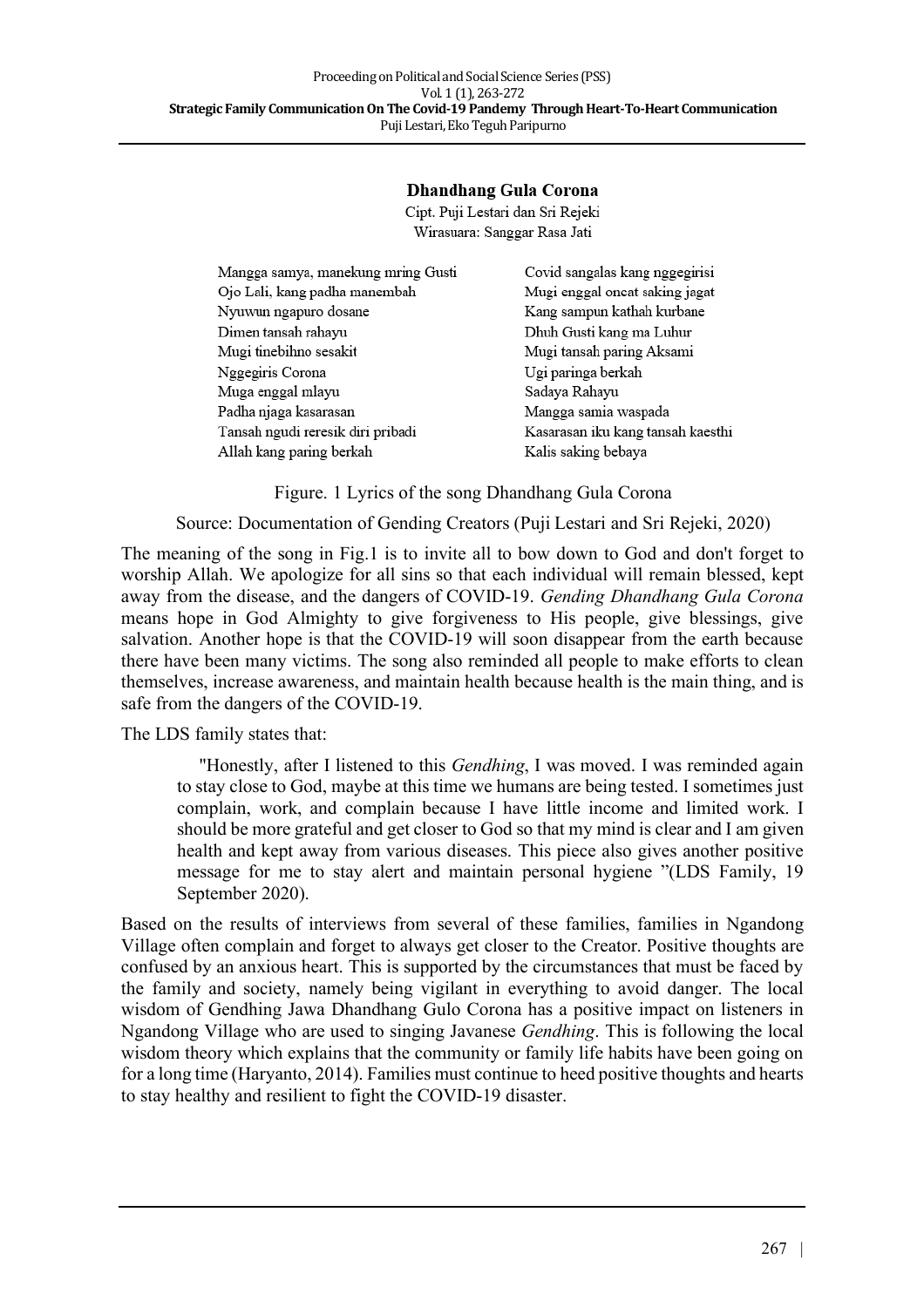**Dhandhang Gula Corona**

Cipt. Puji Lestari dan Sri Rejeki
Wirasuara: Sanggar Rasa Jati

Mangga samya, manekung mring Gusti
Ojo Lali, kang padha manembah
Nyuwun ngapuro dosane
Dimen tansah rahayu
Mugi tinebihno sesakit
Nggegiris Corona
Muga enggal mlayu
Padha njaga kasarasan
Tansah ngudi reresik diri pribadi
Allah kang paring berkah

Covid sangalas kang nggegirisi
Mugi enggal oncat saking jagat
Kang sampun kathah kurbane
Dhuh Gusti kang ma Luhur
Mugi tansah paring Aksami
Ugi paringa berkah
Sadaya Rahayu
Mangga samia waspada
Kasarasan iku kang tansah kaesthi
Kalis saking bebaya

Figure. 1 Lyrics of the song Dhandhang Gula Corona

Source: Documentation of Gending Creators (Puji Lestari and Sri Rejeki, 2020)

The meaning of the song in Fig.1 is to invite all to bow down to God and don't forget to worship Allah. We apologize for all sins so that each individual will remain blessed, kept away from the disease, and the dangers of COVID-19. *Gending Dhandhang Gula Corona* means hope in God Almighty to give forgiveness to His people, give blessings, give salvation. Another hope is that the COVID-19 will soon disappear from the earth because there have been many victims. The song also reminded all people to make efforts to clean themselves, increase awareness, and maintain health because health is the main thing, and is safe from the dangers of the COVID-19.

The LDS family states that:

> "Honestly, after I listened to this *Gendhing*, I was moved. I was reminded again to stay close to God, maybe at this time we humans are being tested. I sometimes just complain, work, and complain because I have little income and limited work. I should be more grateful and get closer to God so that my mind is clear and I am given health and kept away from various diseases. This piece also gives another positive message for me to stay alert and maintain personal hygiene "(LDS Family, 19 September 2020).

Based on the results of interviews from several of these families, families in Ngandong Village often complain and forget to always get closer to the Creator. Positive thoughts are confused by an anxious heart. This is supported by the circumstances that must be faced by the family and society, namely being vigilant in everything to avoid danger. The local wisdom of Gendhing Jawa Dhandhang Gulo Corona has a positive impact on listeners in Ngandong Village who are used to singing Javanese *Gendhing*. This is following the local wisdom theory which explains that the community or family life habits have been going on for a long time (Haryanto, 2014). Families must continue to heed positive thoughts and hearts to stay healthy and resilient to fight the COVID-19 disaster.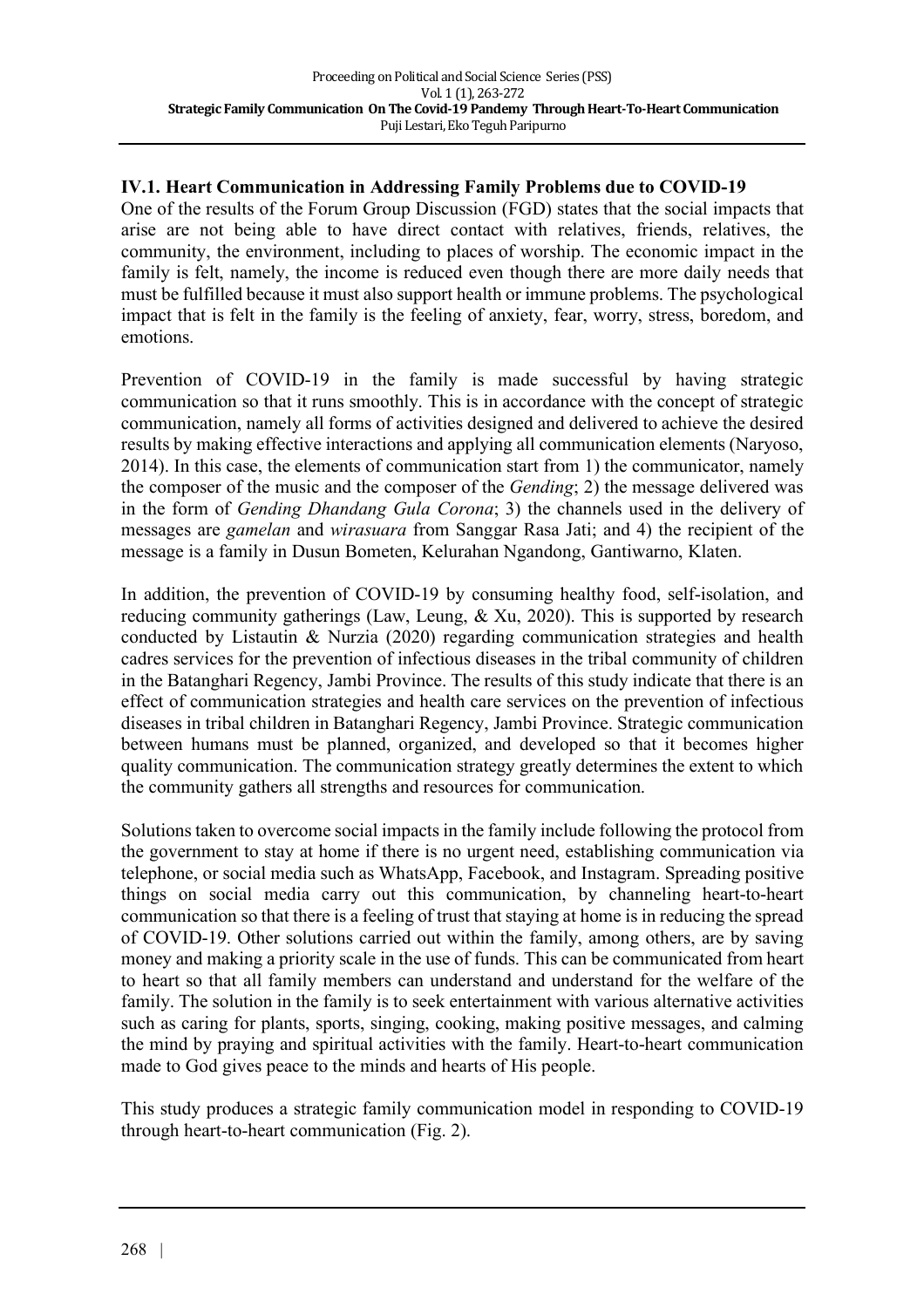### IV.1. Heart Communication in Addressing Family Problems due to COVID-19

One of the results of the Forum Group Discussion (FGD) states that the social impacts that arise are not being able to have direct contact with relatives, friends, relatives, the community, the environment, including to places of worship. The economic impact in the family is felt, namely, the income is reduced even though there are more daily needs that must be fulfilled because it must also support health or immune problems. The psychological impact that is felt in the family is the feeling of anxiety, fear, worry, stress, boredom, and emotions.

Prevention of COVID-19 in the family is made successful by having strategic communication so that it runs smoothly. This is in accordance with the concept of strategic communication, namely all forms of activities designed and delivered to achieve the desired results by making effective interactions and applying all communication elements (Naryoso, 2014). In this case, the elements of communication start from 1) the communicator, namely the composer of the music and the composer of the *Gending*; 2) the message delivered was in the form of *Gending Dhandang Gula Corona*; 3) the channels used in the delivery of messages are *gamelan* and *wirasuara* from Sanggar Rasa Jati; and 4) the recipient of the message is a family in Dusun Bometen, Kelurahan Ngandong, Gantiwarno, Klaten.

In addition, the prevention of COVID-19 by consuming healthy food, self-isolation, and reducing community gatherings (Law, Leung, & Xu, 2020). This is supported by research conducted by Listautin & Nurzia (2020) regarding communication strategies and health cadres services for the prevention of infectious diseases in the tribal community of children in the Batanghari Regency, Jambi Province. The results of this study indicate that there is an effect of communication strategies and health care services on the prevention of infectious diseases in tribal children in Batanghari Regency, Jambi Province. Strategic communication between humans must be planned, organized, and developed so that it becomes higher quality communication. The communication strategy greatly determines the extent to which the community gathers all strengths and resources for communication.

Solutions taken to overcome social impacts in the family include following the protocol from the government to stay at home if there is no urgent need, establishing communication via telephone, or social media such as WhatsApp, Facebook, and Instagram. Spreading positive things on social media carry out this communication, by channeling heart-to-heart communication so that there is a feeling of trust that staying at home is in reducing the spread of COVID-19. Other solutions carried out within the family, among others, are by saving money and making a priority scale in the use of funds. This can be communicated from heart to heart so that all family members can understand and understand for the welfare of the family. The solution in the family is to seek entertainment with various alternative activities such as caring for plants, sports, singing, cooking, making positive messages, and calming the mind by praying and spiritual activities with the family. Heart-to-heart communication made to God gives peace to the minds and hearts of His people.

This study produces a strategic family communication model in responding to COVID-19 through heart-to-heart communication (Fig. 2).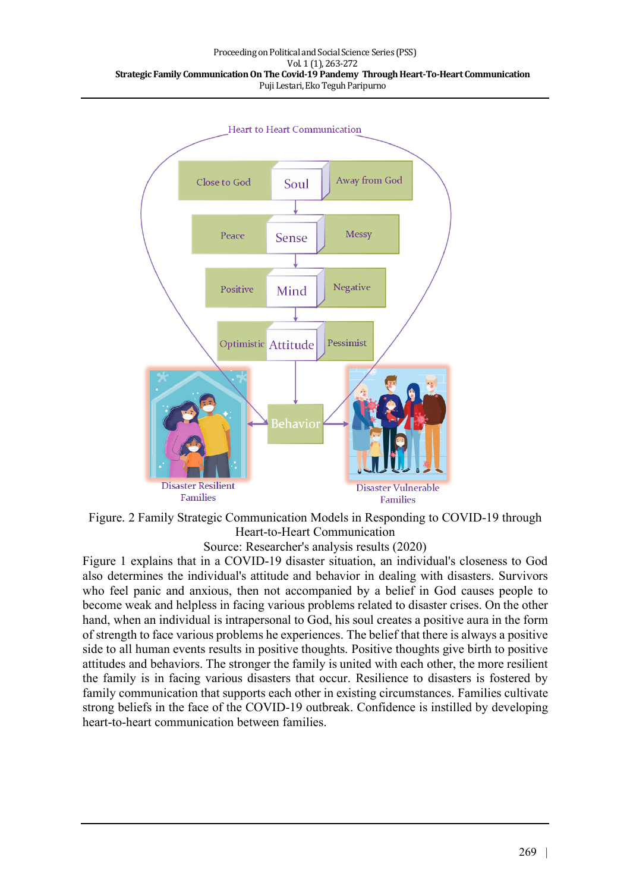Heart to Heart Communication

Close to God | Soul | Away from God

Peace | Sense | Messy

Positive | Mind | Negative

Optimistic | Attitude | Pessimist

Disaster Resilient Families ← Behavior → Disaster Vulnerable Families

Figure. 2 Family Strategic Communication Models in Responding to COVID-19 through Heart-to-Heart Communication

Source: Researcher's analysis results (2020)

Figure 1 explains that in a COVID-19 disaster situation, an individual's closeness to God also determines the individual's attitude and behavior in dealing with disasters. Survivors who feel panic and anxious, then not accompanied by a belief in God causes people to become weak and helpless in facing various problems related to disaster crises. On the other hand, when an individual is intrapersonal to God, his soul creates a positive aura in the form of strength to face various problems he experiences. The belief that there is always a positive side to all human events results in positive thoughts. Positive thoughts give birth to positive attitudes and behaviors. The stronger the family is united with each other, the more resilient the family is in facing various disasters that occur. Resilience to disasters is fostered by family communication that supports each other in existing circumstances. Families cultivate strong beliefs in the face of the COVID-19 outbreak. Confidence is instilled by developing heart-to-heart communication between families.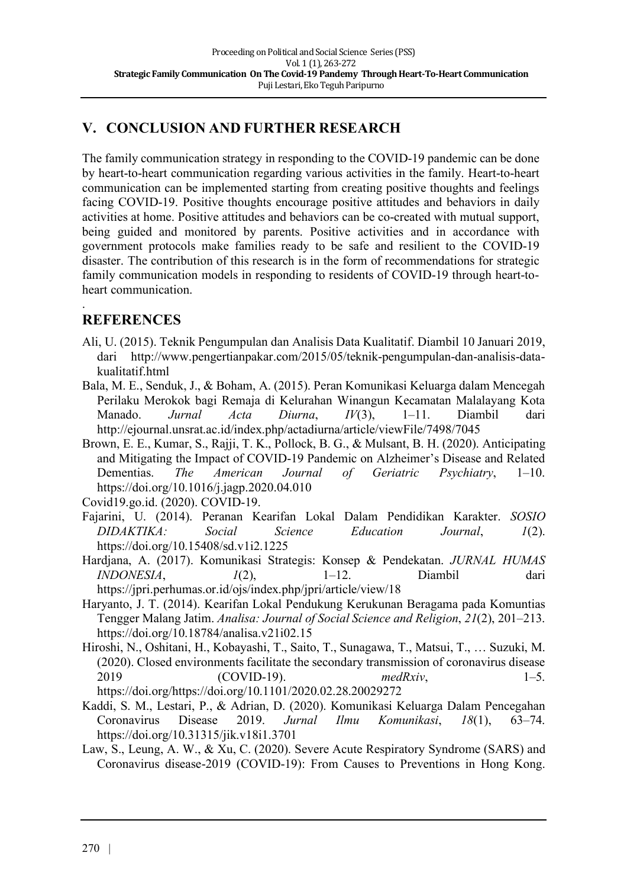## V. CONCLUSION AND FURTHER RESEARCH

The family communication strategy in responding to the COVID-19 pandemic can be done by heart-to-heart communication regarding various activities in the family. Heart-to-heart communication can be implemented starting from creating positive thoughts and feelings facing COVID-19. Positive thoughts encourage positive attitudes and behaviors in daily activities at home. Positive attitudes and behaviors can be co-created with mutual support, being guided and monitored by parents. Positive activities and in accordance with government protocols make families ready to be safe and resilient to the COVID-19 disaster. The contribution of this research is in the form of recommendations for strategic family communication models in responding to residents of COVID-19 through heart-to-heart communication.

.

## REFERENCES

Ali, U. (2015). Teknik Pengumpulan dan Analisis Data Kualitatif. Diambil 10 Januari 2019, dari http://www.pengertianpakar.com/2015/05/teknik-pengumpulan-dan-analisis-data-kualitatif.html

Bala, M. E., Senduk, J., & Boham, A. (2015). Peran Komunikasi Keluarga dalam Mencegah Perilaku Merokok bagi Remaja di Kelurahan Winangun Kecamatan Malalayang Kota Manado. *Jurnal Acta Diurna*, *IV*(3), 1–11. Diambil dari http://ejournal.unsrat.ac.id/index.php/actadiurna/article/viewFile/7498/7045

Brown, E. E., Kumar, S., Rajji, T. K., Pollock, B. G., & Mulsant, B. H. (2020). Anticipating and Mitigating the Impact of COVID-19 Pandemic on Alzheimer's Disease and Related Dementias. *The American Journal of Geriatric Psychiatry*, 1–10. https://doi.org/10.1016/j.jagp.2020.04.010

Covid19.go.id. (2020). COVID-19.

Fajarini, U. (2014). Peranan Kearifan Lokal Dalam Pendidikan Karakter. *SOSIO DIDAKTIKA: Social Science Education Journal*, *1*(2). https://doi.org/10.15408/sd.v1i2.1225

Hardjana, A. (2017). Komunikasi Strategis: Konsep & Pendekatan. *JURNAL HUMAS INDONESIA*, *1*(2), 1–12. Diambil dari https://jpri.perhumas.or.id/ojs/index.php/jpri/article/view/18

Haryanto, J. T. (2014). Kearifan Lokal Pendukung Kerukunan Beragama pada Komuntias Tengger Malang Jatim. *Analisa: Journal of Social Science and Religion*, *21*(2), 201–213. https://doi.org/10.18784/analisa.v21i02.15

Hiroshi, N., Oshitani, H., Kobayashi, T., Saito, T., Sunagawa, T., Matsui, T., … Suzuki, M. (2020). Closed environments facilitate the secondary transmission of coronavirus disease 2019 (COVID-19). *medRxiv*, 1–5. https://doi.org/https://doi.org/10.1101/2020.02.28.20029272

Kaddi, S. M., Lestari, P., & Adrian, D. (2020). Komunikasi Keluarga Dalam Pencegahan Coronavirus Disease 2019. *Jurnal Ilmu Komunikasi*, *18*(1), 63–74. https://doi.org/10.31315/jik.v18i1.3701

Law, S., Leung, A. W., & Xu, C. (2020). Severe Acute Respiratory Syndrome (SARS) and Coronavirus disease-2019 (COVID-19): From Causes to Preventions in Hong Kong.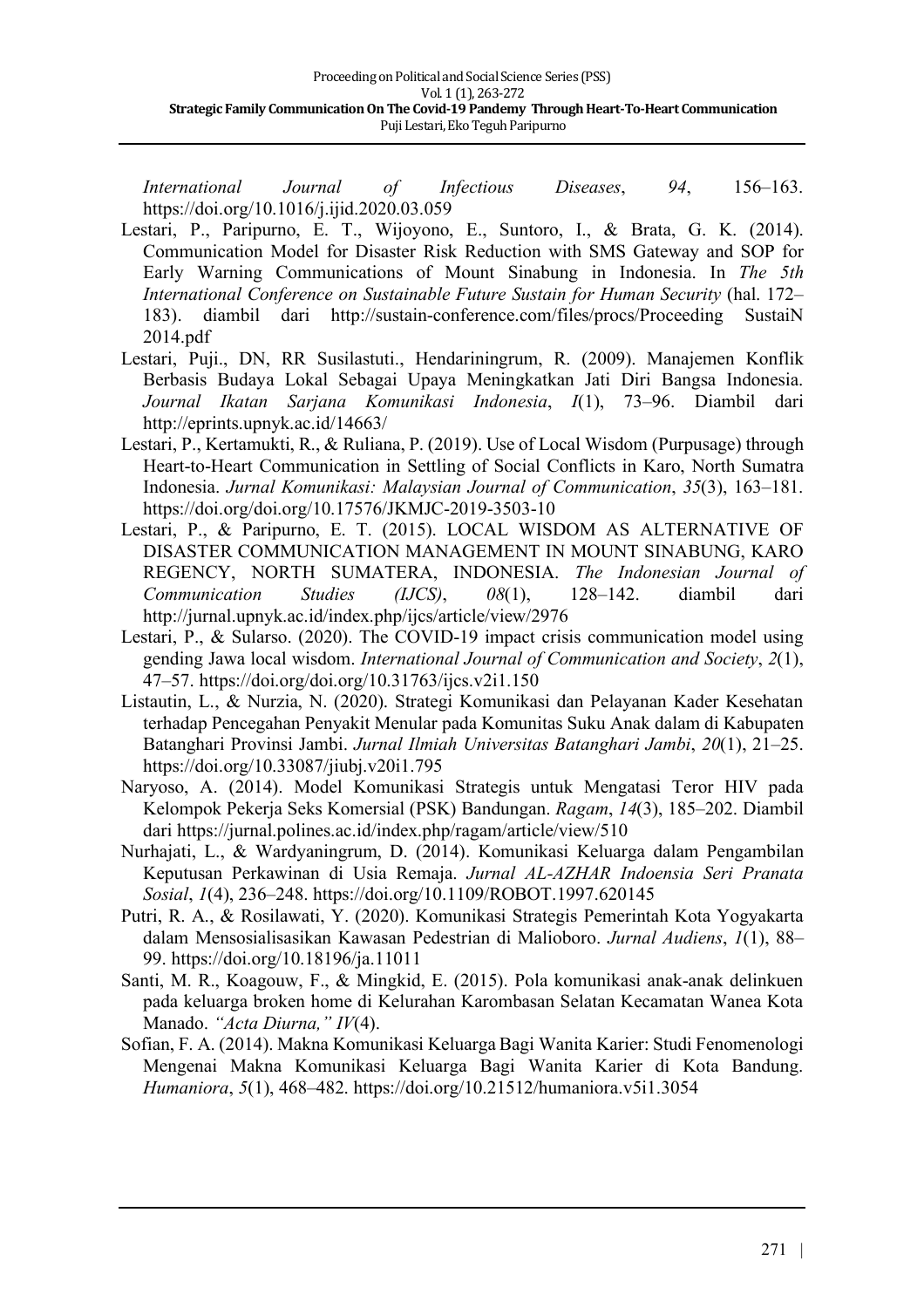*International Journal of Infectious Diseases*, *94*, 156–163. https://doi.org/10.1016/j.ijid.2020.03.059

Lestari, P., Paripurno, E. T., Wijoyono, E., Suntoro, I., & Brata, G. K. (2014). Communication Model for Disaster Risk Reduction with SMS Gateway and SOP for Early Warning Communications of Mount Sinabung in Indonesia. In *The 5th International Conference on Sustainable Future Sustain for Human Security* (hal. 172–183). diambil dari http://sustain-conference.com/files/procs/Proceeding SustaiN 2014.pdf

Lestari, Puji., DN, RR Susilastuti., Hendariningrum, R. (2009). Manajemen Konflik Berbasis Budaya Lokal Sebagai Upaya Meningkatkan Jati Diri Bangsa Indonesia. *Journal Ikatan Sarjana Komunikasi Indonesia*, *I*(1), 73–96. Diambil dari http://eprints.upnyk.ac.id/14663/

Lestari, P., Kertamukti, R., & Ruliana, P. (2019). Use of Local Wisdom (Purpusage) through Heart-to-Heart Communication in Settling of Social Conflicts in Karo, North Sumatra Indonesia. *Jurnal Komunikasi: Malaysian Journal of Communication*, *35*(3), 163–181. https://doi.org/doi.org/10.17576/JKMJC-2019-3503-10

Lestari, P., & Paripurno, E. T. (2015). LOCAL WISDOM AS ALTERNATIVE OF DISASTER COMMUNICATION MANAGEMENT IN MOUNT SINABUNG, KARO REGENCY, NORTH SUMATERA, INDONESIA. *The Indonesian Journal of Communication Studies (IJCS)*, *08*(1), 128–142. diambil dari http://jurnal.upnyk.ac.id/index.php/ijcs/article/view/2976

Lestari, P., & Sularso. (2020). The COVID-19 impact crisis communication model using gending Jawa local wisdom. *International Journal of Communication and Society*, *2*(1), 47–57. https://doi.org/doi.org/10.31763/ijcs.v2i1.150

Listautin, L., & Nurzia, N. (2020). Strategi Komunikasi dan Pelayanan Kader Kesehatan terhadap Pencegahan Penyakit Menular pada Komunitas Suku Anak dalam di Kabupaten Batanghari Provinsi Jambi. *Jurnal Ilmiah Universitas Batanghari Jambi*, *20*(1), 21–25. https://doi.org/10.33087/jiubj.v20i1.795

Naryoso, A. (2014). Model Komunikasi Strategis untuk Mengatasi Teror HIV pada Kelompok Pekerja Seks Komersial (PSK) Bandungan. *Ragam*, *14*(3), 185–202. Diambil dari https://jurnal.polines.ac.id/index.php/ragam/article/view/510

Nurhajati, L., & Wardyaningrum, D. (2014). Komunikasi Keluarga dalam Pengambilan Keputusan Perkawinan di Usia Remaja. *Jurnal AL-AZHAR Indoensia Seri Pranata Sosial*, *1*(4), 236–248. https://doi.org/10.1109/ROBOT.1997.620145

Putri, R. A., & Rosilawati, Y. (2020). Komunikasi Strategis Pemerintah Kota Yogyakarta dalam Mensosialisasikan Kawasan Pedestrian di Malioboro. *Jurnal Audiens*, *1*(1), 88–99. https://doi.org/10.18196/ja.11011

Santi, M. R., Koagouw, F., & Mingkid, E. (2015). Pola komunikasi anak-anak delinkuen pada keluarga broken home di Kelurahan Karombasan Selatan Kecamatan Wanea Kota Manado. *"Acta Diurna," IV*(4).

Sofian, F. A. (2014). Makna Komunikasi Keluarga Bagi Wanita Karier: Studi Fenomenologi Mengenai Makna Komunikasi Keluarga Bagi Wanita Karier di Kota Bandung. *Humaniora*, *5*(1), 468–482. https://doi.org/10.21512/humaniora.v5i1.3054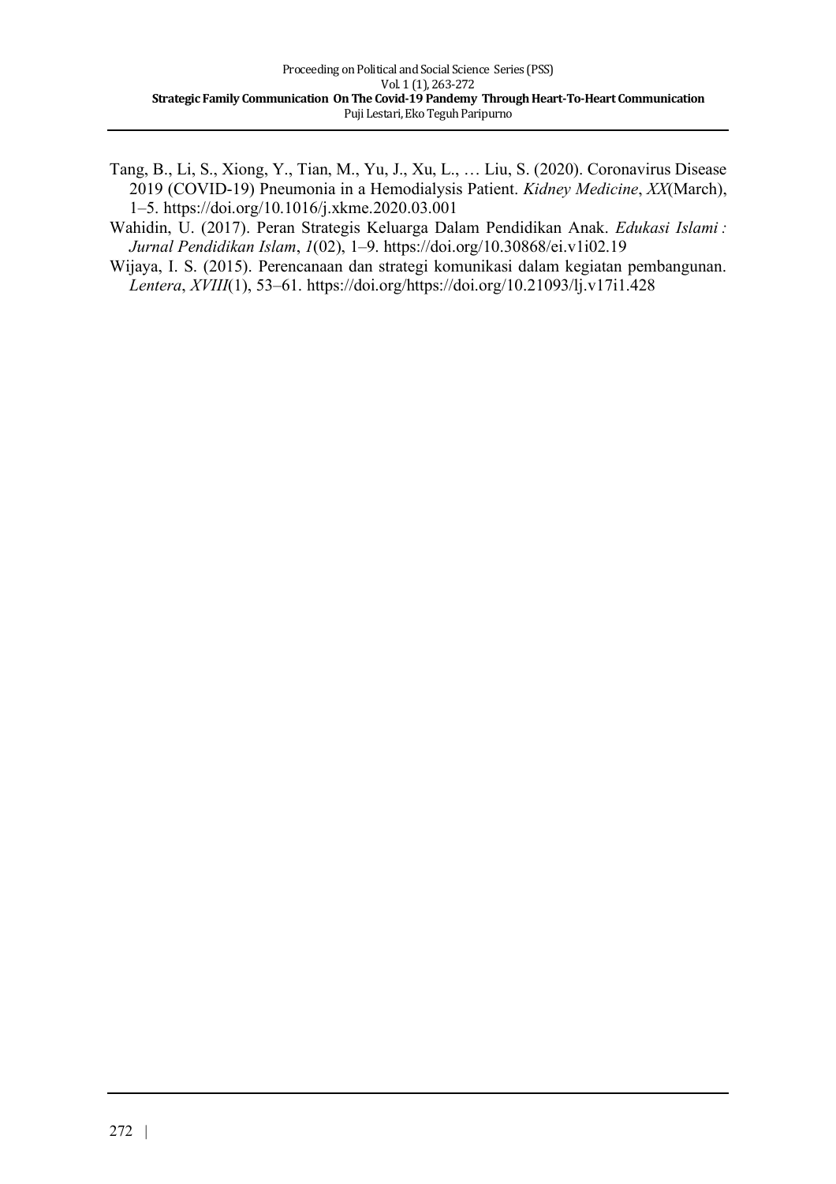Tang, B., Li, S., Xiong, Y., Tian, M., Yu, J., Xu, L., … Liu, S. (2020). Coronavirus Disease 2019 (COVID-19) Pneumonia in a Hemodialysis Patient. *Kidney Medicine*, *XX*(March), 1–5. https://doi.org/10.1016/j.xkme.2020.03.001

Wahidin, U. (2017). Peran Strategis Keluarga Dalam Pendidikan Anak. *Edukasi Islami : Jurnal Pendidikan Islam*, *1*(02), 1–9. https://doi.org/10.30868/ei.v1i02.19

Wijaya, I. S. (2015). Perencanaan dan strategi komunikasi dalam kegiatan pembangunan. *Lentera*, *XVIII*(1), 53–61. https://doi.org/https://doi.org/10.21093/lj.v17i1.428